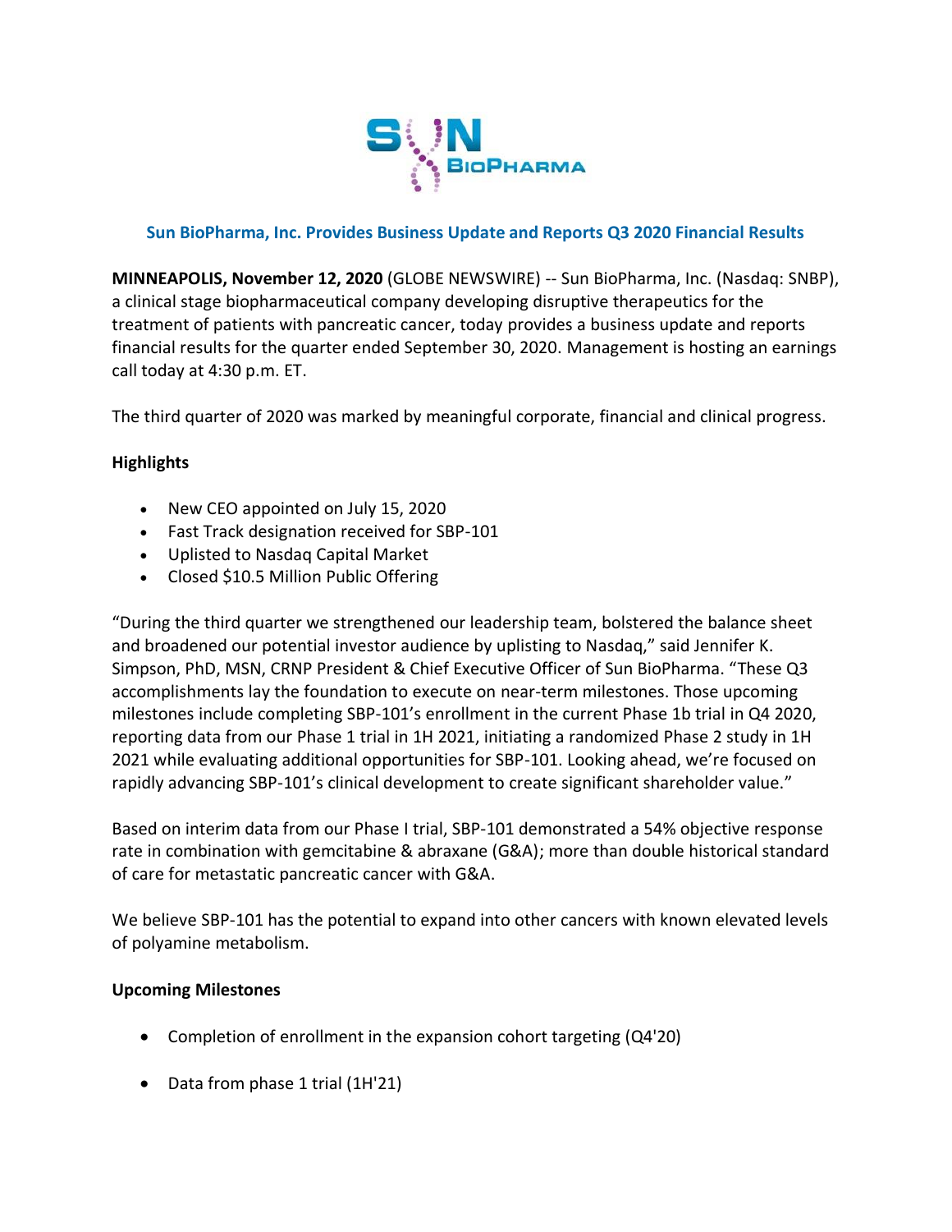## Sun BioPharma, Inc. Provides Business Update and Reports Q3 2020 Financial Results

**MINNEAPOLIS, November 12, 2020** (GLOBE NEWSWIRE) -- Sun BioPharma, Inc. (Nasdaq: SNBP), a clinical stage biopharmaceutical company developing disruptive therapeutics for the treatment of patients with pancreatic cancer, today provides a business update and reports financial results for the quarter ended September 30, 2020. Management is hosting an earnings call today at 4:30 p.m. ET.

The third quarter of 2020 was marked by meaningful corporate, financial and clinical progress.

**Highlights**

- New CEO appointed on July 15, 2020
- Fast Track designation received for SBP-101
- Uplisted to Nasdaq Capital Market
- Closed $10.5 Million Public Offering

"During the third quarter we strengthened our leadership team, bolstered the balance sheet and broadened our potential investor audience by uplisting to Nasdaq," said Jennifer K. Simpson, PhD, MSN, CRNP President & Chief Executive Officer of Sun BioPharma. "These Q3 accomplishments lay the foundation to execute on near-term milestones. Those upcoming milestones include completing SBP-101's enrollment in the current Phase 1b trial in Q4 2020, reporting data from our Phase 1 trial in 1H 2021, initiating a randomized Phase 2 study in 1H 2021 while evaluating additional opportunities for SBP-101. Looking ahead, we're focused on rapidly advancing SBP-101's clinical development to create significant shareholder value."

Based on interim data from our Phase I trial, SBP-101 demonstrated a 54% objective response rate in combination with gemcitabine & abraxane (G&A); more than double historical standard of care for metastatic pancreatic cancer with G&A.

We believe SBP-101 has the potential to expand into other cancers with known elevated levels of polyamine metabolism.

**Upcoming Milestones**

- Completion of enrollment in the expansion cohort targeting (Q4'20)
- Data from phase 1 trial (1H'21)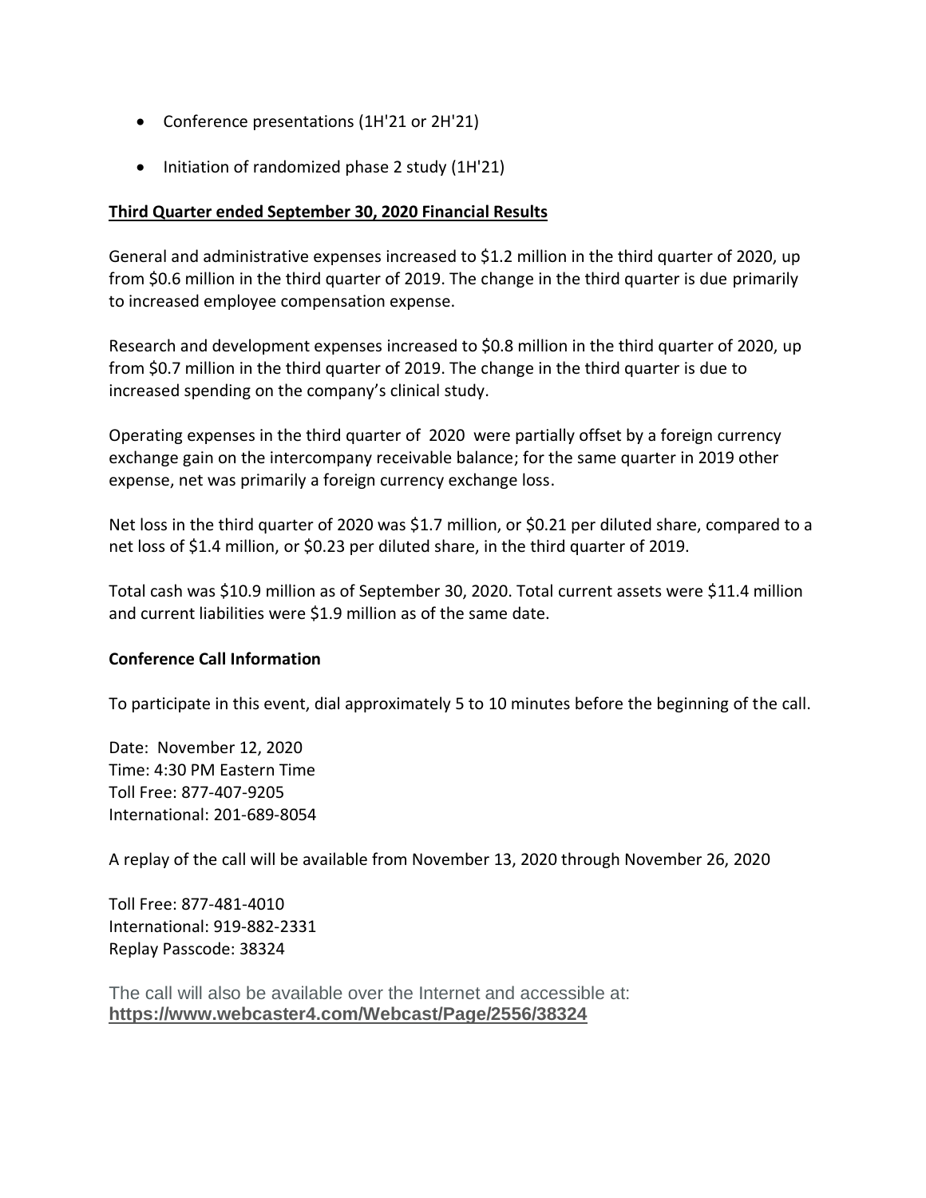- Conference presentations (1H'21 or 2H'21)
- Initiation of randomized phase 2 study (1H'21)

**Third Quarter ended September 30, 2020 Financial Results**

General and administrative expenses increased to $1.2 million in the third quarter of 2020, up from $0.6 million in the third quarter of 2019. The change in the third quarter is due primarily to increased employee compensation expense.

Research and development expenses increased to $0.8 million in the third quarter of 2020, up from $0.7 million in the third quarter of 2019. The change in the third quarter is due to increased spending on the company's clinical study.

Operating expenses in the third quarter of 2020 were partially offset by a foreign currency exchange gain on the intercompany receivable balance; for the same quarter in 2019 other expense, net was primarily a foreign currency exchange loss.

Net loss in the third quarter of 2020 was $1.7 million, or $0.21 per diluted share, compared to a net loss of $1.4 million, or $0.23 per diluted share, in the third quarter of 2019.

Total cash was $10.9 million as of September 30, 2020. Total current assets were $11.4 million and current liabilities were $1.9 million as of the same date.

**Conference Call Information**

To participate in this event, dial approximately 5 to 10 minutes before the beginning of the call.

Date: November 12, 2020
Time: 4:30 PM Eastern Time
Toll Free: 877-407-9205
International: 201-689-8054

A replay of the call will be available from November 13, 2020 through November 26, 2020

Toll Free: 877-481-4010
International: 919-882-2331
Replay Passcode: 38324

The call will also be available over the Internet and accessible at:
**https://www.webcaster4.com/Webcast/Page/2556/38324**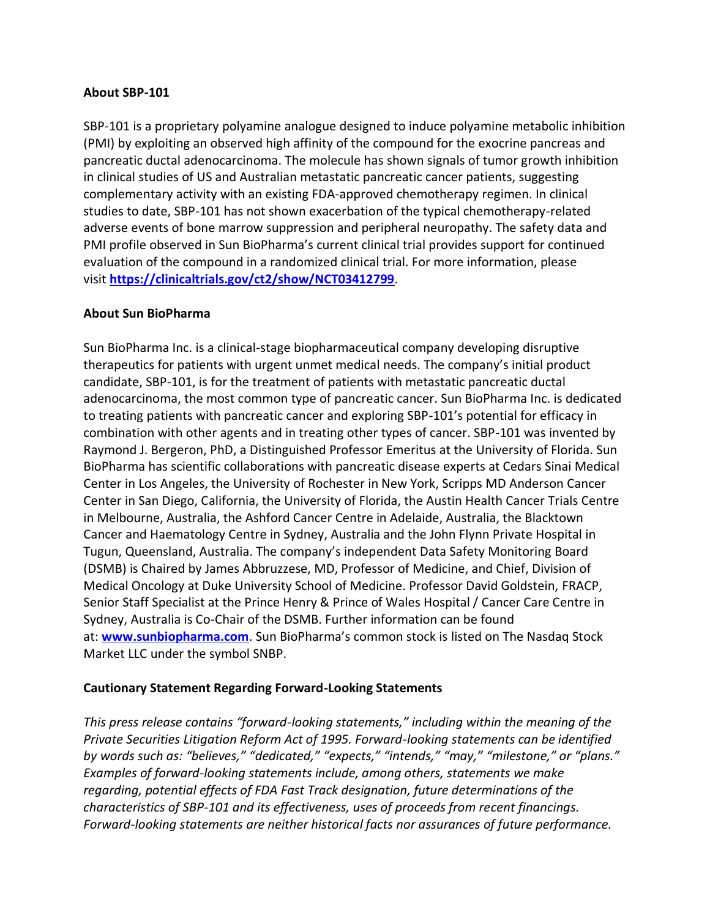**About SBP-101**

SBP-101 is a proprietary polyamine analogue designed to induce polyamine metabolic inhibition (PMI) by exploiting an observed high affinity of the compound for the exocrine pancreas and pancreatic ductal adenocarcinoma. The molecule has shown signals of tumor growth inhibition in clinical studies of US and Australian metastatic pancreatic cancer patients, suggesting complementary activity with an existing FDA-approved chemotherapy regimen. In clinical studies to date, SBP-101 has not shown exacerbation of the typical chemotherapy-related adverse events of bone marrow suppression and peripheral neuropathy. The safety data and PMI profile observed in Sun BioPharma's current clinical trial provides support for continued evaluation of the compound in a randomized clinical trial. For more information, please visit **https://clinicaltrials.gov/ct2/show/NCT03412799**.

**About Sun BioPharma**

Sun BioPharma Inc. is a clinical-stage biopharmaceutical company developing disruptive therapeutics for patients with urgent unmet medical needs. The company's initial product candidate, SBP-101, is for the treatment of patients with metastatic pancreatic ductal adenocarcinoma, the most common type of pancreatic cancer. Sun BioPharma Inc. is dedicated to treating patients with pancreatic cancer and exploring SBP-101's potential for efficacy in combination with other agents and in treating other types of cancer. SBP-101 was invented by Raymond J. Bergeron, PhD, a Distinguished Professor Emeritus at the University of Florida. Sun BioPharma has scientific collaborations with pancreatic disease experts at Cedars Sinai Medical Center in Los Angeles, the University of Rochester in New York, Scripps MD Anderson Cancer Center in San Diego, California, the University of Florida, the Austin Health Cancer Trials Centre in Melbourne, Australia, the Ashford Cancer Centre in Adelaide, Australia, the Blacktown Cancer and Haematology Centre in Sydney, Australia and the John Flynn Private Hospital in Tugun, Queensland, Australia. The company's independent Data Safety Monitoring Board (DSMB) is Chaired by James Abbruzzese, MD, Professor of Medicine, and Chief, Division of Medical Oncology at Duke University School of Medicine. Professor David Goldstein, FRACP, Senior Staff Specialist at the Prince Henry & Prince of Wales Hospital / Cancer Care Centre in Sydney, Australia is Co-Chair of the DSMB. Further information can be found at: **www.sunbiopharma.com**. Sun BioPharma's common stock is listed on The Nasdaq Stock Market LLC under the symbol SNBP.

**Cautionary Statement Regarding Forward-Looking Statements**

*This press release contains "forward-looking statements," including within the meaning of the Private Securities Litigation Reform Act of 1995. Forward-looking statements can be identified by words such as: "believes," "dedicated," "expects," "intends," "may," "milestone," or "plans." Examples of forward-looking statements include, among others, statements we make regarding, potential effects of FDA Fast Track designation, future determinations of the characteristics of SBP-101 and its effectiveness, uses of proceeds from recent financings. Forward-looking statements are neither historical facts nor assurances of future performance.*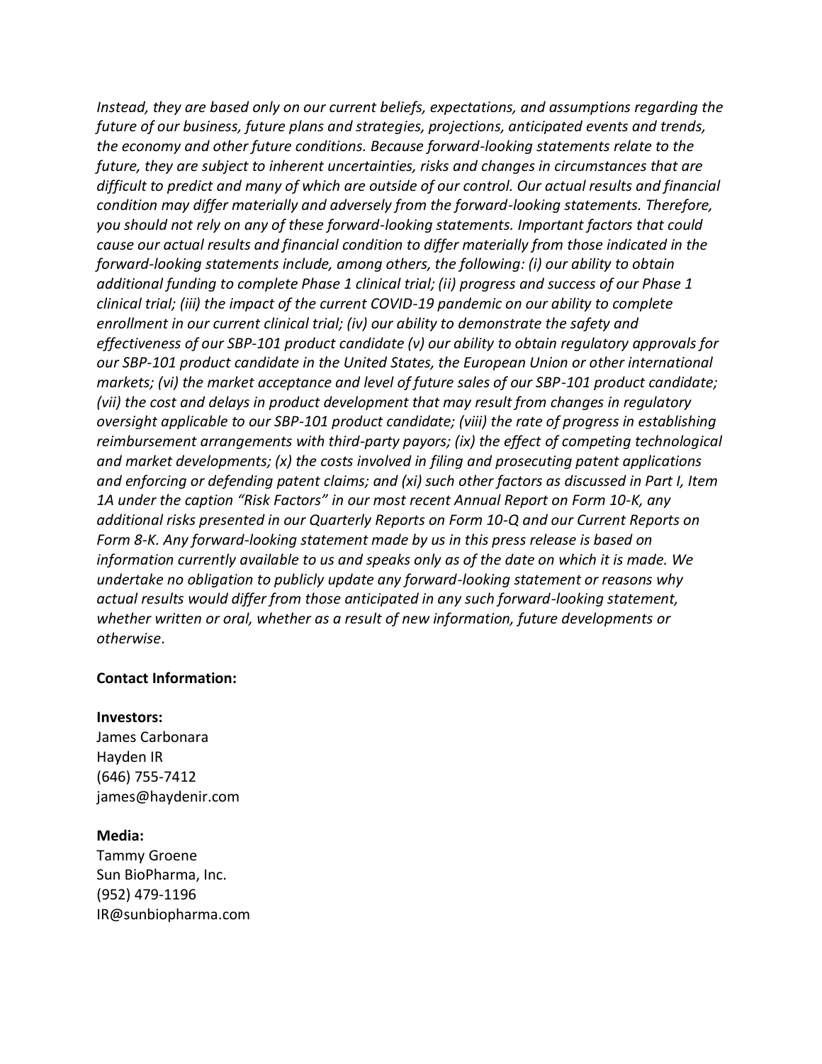*Instead, they are based only on our current beliefs, expectations, and assumptions regarding the future of our business, future plans and strategies, projections, anticipated events and trends, the economy and other future conditions. Because forward-looking statements relate to the future, they are subject to inherent uncertainties, risks and changes in circumstances that are difficult to predict and many of which are outside of our control. Our actual results and financial condition may differ materially and adversely from the forward-looking statements. Therefore, you should not rely on any of these forward-looking statements. Important factors that could cause our actual results and financial condition to differ materially from those indicated in the forward-looking statements include, among others, the following: (i) our ability to obtain additional funding to complete Phase 1 clinical trial; (ii) progress and success of our Phase 1 clinical trial; (iii) the impact of the current COVID-19 pandemic on our ability to complete enrollment in our current clinical trial; (iv) our ability to demonstrate the safety and effectiveness of our SBP-101 product candidate (v) our ability to obtain regulatory approvals for our SBP-101 product candidate in the United States, the European Union or other international markets; (vi) the market acceptance and level of future sales of our SBP-101 product candidate; (vii) the cost and delays in product development that may result from changes in regulatory oversight applicable to our SBP-101 product candidate; (viii) the rate of progress in establishing reimbursement arrangements with third-party payors; (ix) the effect of competing technological and market developments; (x) the costs involved in filing and prosecuting patent applications and enforcing or defending patent claims; and (xi) such other factors as discussed in Part I, Item 1A under the caption "Risk Factors" in our most recent Annual Report on Form 10-K, any additional risks presented in our Quarterly Reports on Form 10-Q and our Current Reports on Form 8-K. Any forward-looking statement made by us in this press release is based on information currently available to us and speaks only as of the date on which it is made. We undertake no obligation to publicly update any forward-looking statement or reasons why actual results would differ from those anticipated in any such forward-looking statement, whether written or oral, whether as a result of new information, future developments or otherwise*.

**Contact Information:**

**Investors:**
James Carbonara
Hayden IR
(646) 755-7412
james@haydenir.com

**Media:**
Tammy Groene
Sun BioPharma, Inc.
(952) 479-1196
IR@sunbiopharma.com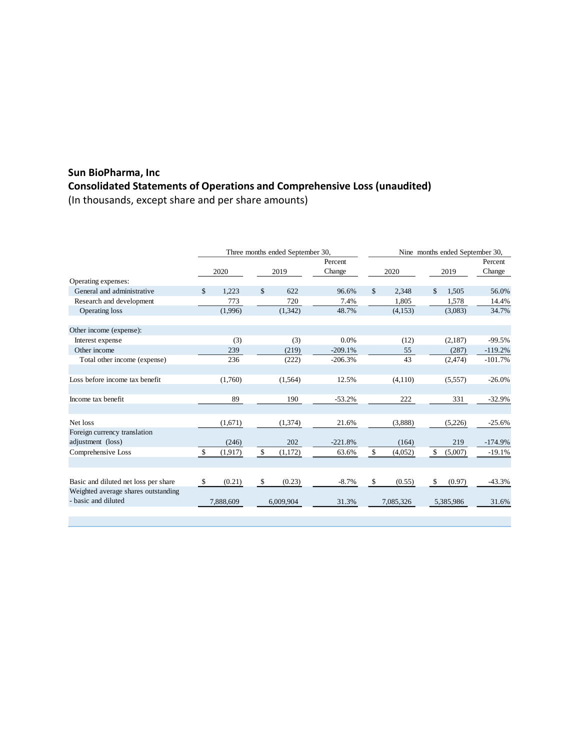## Sun BioPharma, Inc
## Consolidated Statements of Operations and Comprehensive Loss (unaudited)
(In thousands, except share and per share amounts)

| | Three months ended September 30, | | | Nine months ended September 30, | | |
|---|---|---|---|---|---|---|
| | 2020 | 2019 | Percent Change | 2020 | 2019 | Percent Change |
| Operating expenses: | | | | | | |
| General and administrative | $ 1,223 | $ 622 | 96.6% | $ 2,348 | $ 1,505 | 56.0% |
| Research and development | 773 | 720 | 7.4% | 1,805 | 1,578 | 14.4% |
| Operating loss | (1,996) | (1,342) | 48.7% | (4,153) | (3,083) | 34.7% |
| | | | | | | |
| Other income (expense): | | | | | | |
| Interest expense | (3) | (3) | 0.0% | (12) | (2,187) | -99.5% |
| Other income | 239 | (219) | -209.1% | 55 | (287) | -119.2% |
| Total other income (expense) | 236 | (222) | -206.3% | 43 | (2,474) | -101.7% |
| | | | | | | |
| Loss before income tax benefit | (1,760) | (1,564) | 12.5% | (4,110) | (5,557) | -26.0% |
| | | | | | | |
| Income tax benefit | 89 | 190 | -53.2% | 222 | 331 | -32.9% |
| | | | | | | |
| Net loss | (1,671) | (1,374) | 21.6% | (3,888) | (5,226) | -25.6% |
| Foreign currency translation adjustment (loss) | (246) | 202 | -221.8% | (164) | 219 | -174.9% |
| Comprehensive Loss | $ (1,917) | $ (1,172) | 63.6% | $ (4,052) | $ (5,007) | -19.1% |
| | | | | | | |
| Basic and diluted net loss per share | $ (0.21) | $ (0.23) | -8.7% | $ (0.55) | $ (0.97) | -43.3% |
| Weighted average shares outstanding - basic and diluted | 7,888,609 | 6,009,904 | 31.3% | 7,085,326 | 5,385,986 | 31.6% |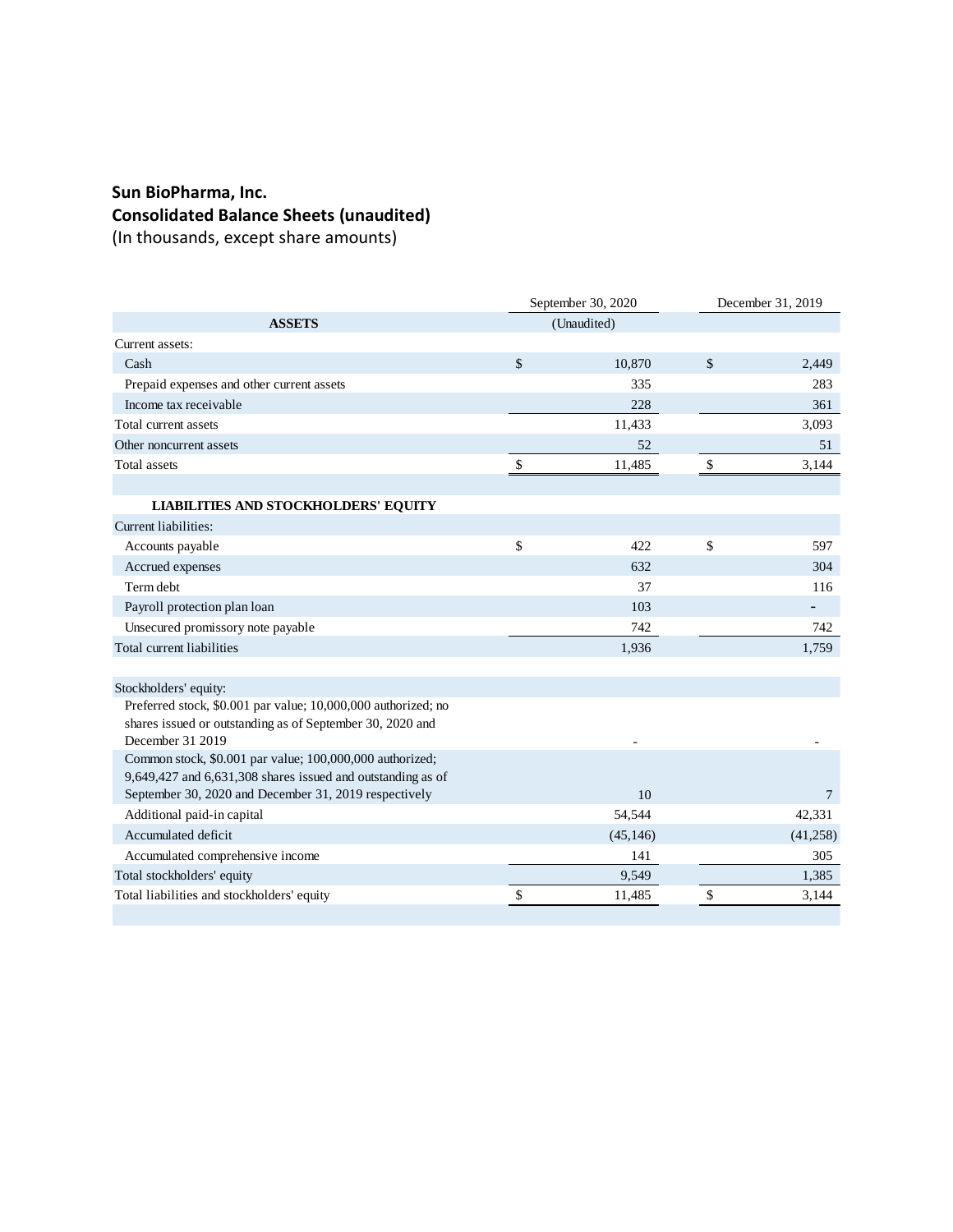**Sun BioPharma, Inc.**
**Consolidated Balance Sheets (unaudited)**
(In thousands, except share amounts)

| | September 30, 2020 | December 31, 2019 |
|---|---|---|
| **ASSETS** | (Unaudited) | |
| Current assets: | | |
| Cash | $ 10,870 | $ 2,449 |
| Prepaid expenses and other current assets | 335 | 283 |
| Income tax receivable | 228 | 361 |
| Total current assets | 11,433 | 3,093 |
| Other noncurrent assets | 52 | 51 |
| Total assets | $ 11,485 | $ 3,144 |
| | | |
| **LIABILITIES AND STOCKHOLDERS' EQUITY** | | |
| Current liabilities: | | |
| Accounts payable | $ 422 | $ 597 |
| Accrued expenses | 632 | 304 |
| Term debt | 37 | 116 |
| Payroll protection plan loan | 103 | - |
| Unsecured promissory note payable | 742 | 742 |
| Total current liabilities | 1,936 | 1,759 |
| | | |
| Stockholders' equity: | | |
| Preferred stock, $0.001 par value; 10,000,000 authorized; no shares issued or outstanding as of September 30, 2020 and December 31 2019 | - | - |
| Common stock, $0.001 par value; 100,000,000 authorized; 9,649,427 and 6,631,308 shares issued and outstanding as of September 30, 2020 and December 31, 2019 respectively | 10 | 7 |
| Additional paid-in capital | 54,544 | 42,331 |
| Accumulated deficit | (45,146) | (41,258) |
| Accumulated comprehensive income | 141 | 305 |
| Total stockholders' equity | 9,549 | 1,385 |
| Total liabilities and stockholders' equity | $ 11,485 | $ 3,144 |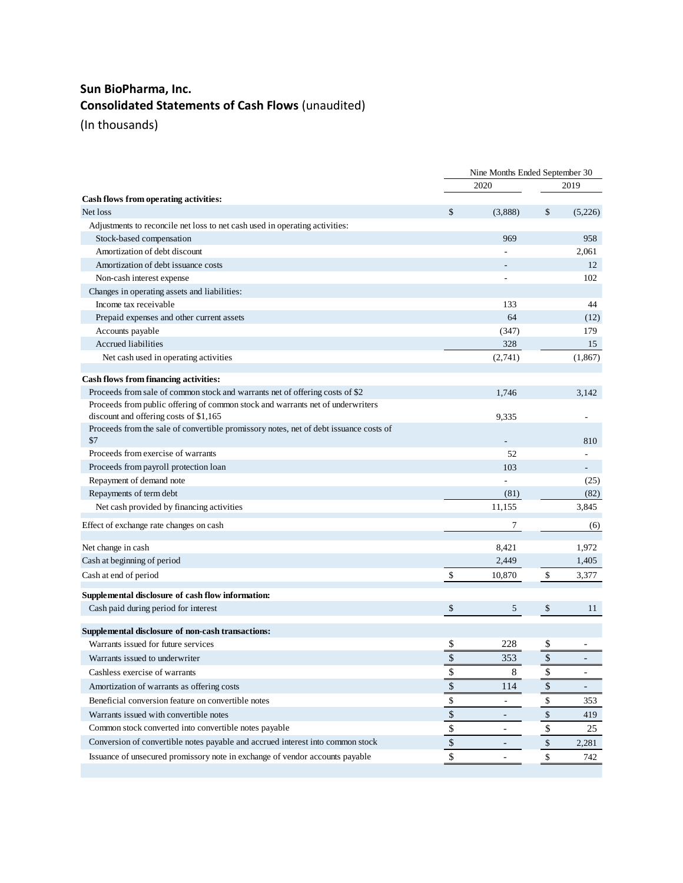## Sun BioPharma, Inc.
## Consolidated Statements of Cash Flows (unaudited)
(In thousands)

| | Nine Months Ended September 30 | |
|---|---|---|
| | 2020 | 2019 |
| **Cash flows from operating activities:** | | |
| Net loss | $ (3,888) | $ (5,226) |
| Adjustments to reconcile net loss to net cash used in operating activities: | | |
| Stock-based compensation | 969 | 958 |
| Amortization of debt discount | - | 2,061 |
| Amortization of debt issuance costs | - | 12 |
| Non-cash interest expense | - | 102 |
| Changes in operating assets and liabilities: | | |
| Income tax receivable | 133 | 44 |
| Prepaid expenses and other current assets | 64 | (12) |
| Accounts payable | (347) | 179 |
| Accrued liabilities | 328 | 15 |
| Net cash used in operating activities | (2,741) | (1,867) |
| **Cash flows from financing activities:** | | |
| Proceeds from sale of common stock and warrants net of offering costs of $2 | 1,746 | 3,142 |
| Proceeds from public offering of common stock and warrants net of underwriters discount and offering costs of $1,165 | 9,335 | - |
| Proceeds from the sale of convertible promissory notes, net of debt issuance costs of $7 | - | 810 |
| Proceeds from exercise of warrants | 52 | - |
| Proceeds from payroll protection loan | 103 | - |
| Repayment of demand note | - | (25) |
| Repayments of term debt | (81) | (82) |
| Net cash provided by financing activities | 11,155 | 3,845 |
| Effect of exchange rate changes on cash | 7 | (6) |
| Net change in cash | 8,421 | 1,972 |
| Cash at beginning of period | 2,449 | 1,405 |
| Cash at end of period | $ 10,870 | $ 3,377 |
| **Supplemental disclosure of cash flow information:** | | |
| Cash paid during period for interest | $ 5 | $ 11 |
| **Supplemental disclosure of non-cash transactions:** | | |
| Warrants issued for future services | $ 228 | $ - |
| Warrants issued to underwriter | $ 353 | $ - |
| Cashless exercise of warrants | $ 8 | $ - |
| Amortization of warrants as offering costs | $ 114 | $ - |
| Beneficial conversion feature on convertible notes | $ - | $ 353 |
| Warrants issued with convertible notes | $ - | $ 419 |
| Common stock converted into convertible notes payable | $ - | $ 25 |
| Conversion of convertible notes payable and accrued interest into common stock | $ - | $ 2,281 |
| Issuance of unsecured promissory note in exchange of vendor accounts payable | $ - | $ 742 |